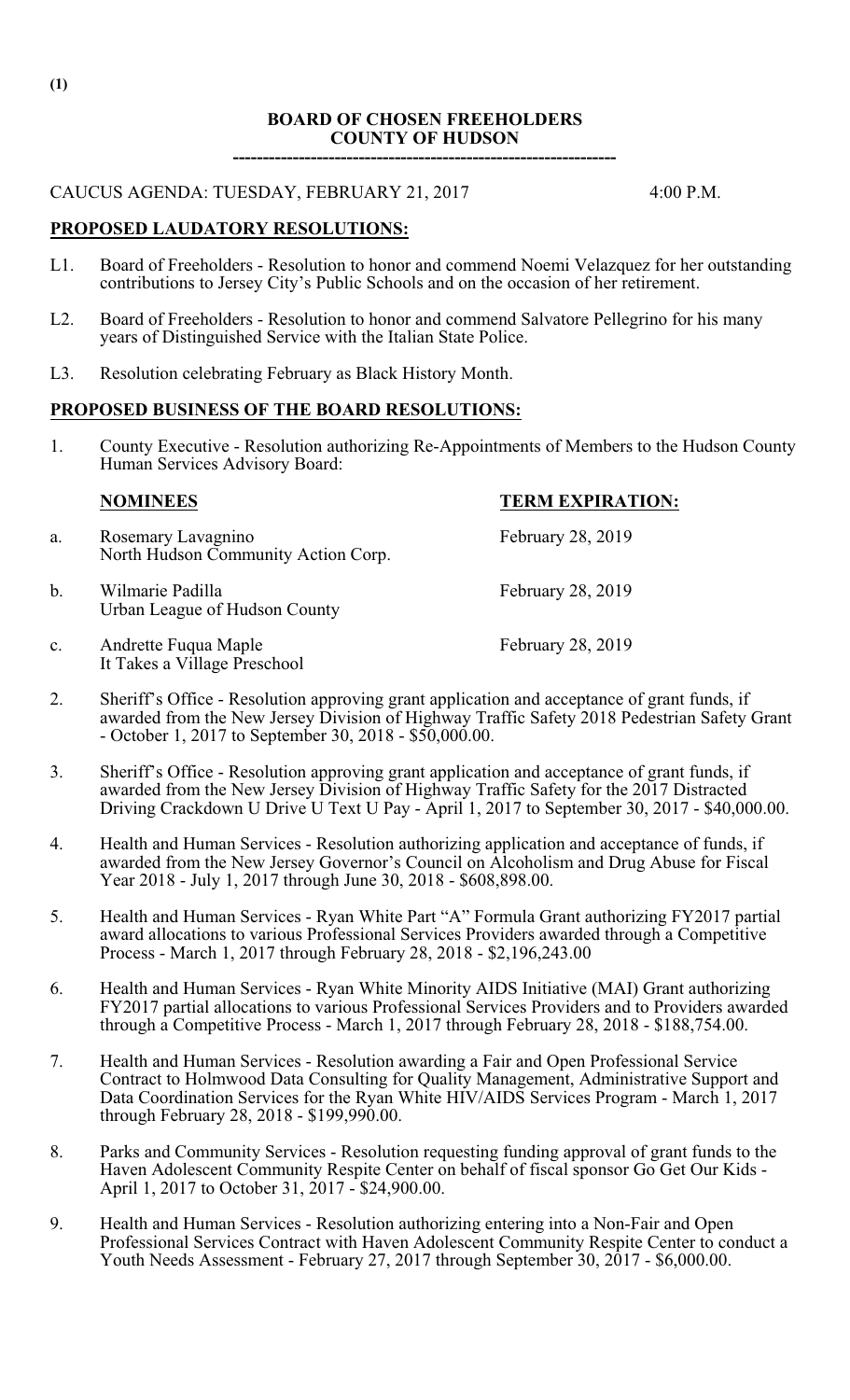**(1)**

**BOARD OF CHOSEN FREEHOLDERS**
**COUNTY OF HUDSON**

---

CAUCUS AGENDA: TUESDAY, FEBRUARY 21, 2017 4:00 P.M.

## PROPOSED LAUDATORY RESOLUTIONS:

L1. Board of Freeholders - Resolution to honor and commend Noemi Velazquez for her outstanding contributions to Jersey City's Public Schools and on the occasion of her retirement.

L2. Board of Freeholders - Resolution to honor and commend Salvatore Pellegrino for his many years of Distinguished Service with the Italian State Police.

L3. Resolution celebrating February as Black History Month.

## PROPOSED BUSINESS OF THE BOARD RESOLUTIONS:

1. County Executive - Resolution authorizing Re-Appointments of Members to the Hudson County Human Services Advisory Board:

| | **NOMINEES** | **TERM EXPIRATION:** |
|---|---|---|
| a. | Rosemary Lavagnino<br>North Hudson Community Action Corp. | February 28, 2019 |
| b. | Wilmarie Padilla<br>Urban League of Hudson County | February 28, 2019 |
| c. | Andrette Fuqua Maple<br>It Takes a Village Preschool | February 28, 2019 |

2. Sheriff's Office - Resolution approving grant application and acceptance of grant funds, if awarded from the New Jersey Division of Highway Traffic Safety 2018 Pedestrian Safety Grant - October 1, 2017 to September 30, 2018 - $50,000.00.

3. Sheriff's Office - Resolution approving grant application and acceptance of grant funds, if awarded from the New Jersey Division of Highway Traffic Safety for the 2017 Distracted Driving Crackdown U Drive U Text U Pay - April 1, 2017 to September 30, 2017 - $40,000.00.

4. Health and Human Services - Resolution authorizing application and acceptance of funds, if awarded from the New Jersey Governor's Council on Alcoholism and Drug Abuse for Fiscal Year 2018 - July 1, 2017 through June 30, 2018 - $608,898.00.

5. Health and Human Services - Ryan White Part "A" Formula Grant authorizing FY2017 partial award allocations to various Professional Services Providers awarded through a Competitive Process - March 1, 2017 through February 28, 2018 - $2,196,243.00

6. Health and Human Services - Ryan White Minority AIDS Initiative (MAI) Grant authorizing FY2017 partial allocations to various Professional Services Providers and to Providers awarded through a Competitive Process - March 1, 2017 through February 28, 2018 - $188,754.00.

7. Health and Human Services - Resolution awarding a Fair and Open Professional Service Contract to Holmwood Data Consulting for Quality Management, Administrative Support and Data Coordination Services for the Ryan White HIV/AIDS Services Program - March 1, 2017 through February 28, 2018 - $199,990.00.

8. Parks and Community Services - Resolution requesting funding approval of grant funds to the Haven Adolescent Community Respite Center on behalf of fiscal sponsor Go Get Our Kids - April 1, 2017 to October 31, 2017 - $24,900.00.

9. Health and Human Services - Resolution authorizing entering into a Non-Fair and Open Professional Services Contract with Haven Adolescent Community Respite Center to conduct a Youth Needs Assessment - February 27, 2017 through September 30, 2017 - $6,000.00.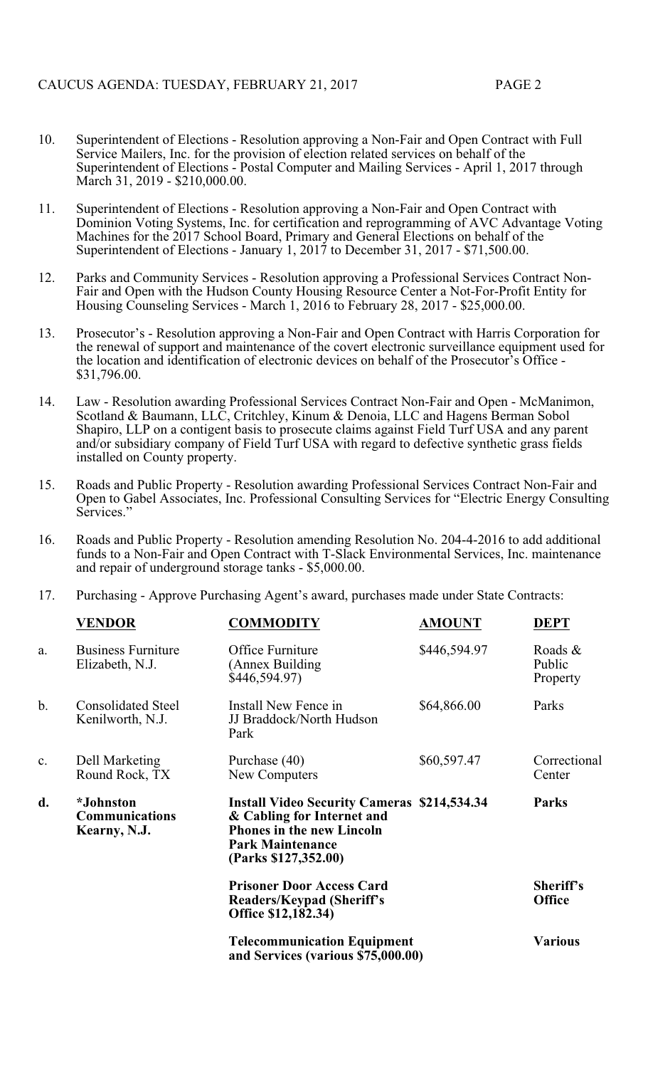10. Superintendent of Elections - Resolution approving a Non-Fair and Open Contract with Full Service Mailers, Inc. for the provision of election related services on behalf of the Superintendent of Elections - Postal Computer and Mailing Services - April 1, 2017 through March 31, 2019 - $210,000.00.

11. Superintendent of Elections - Resolution approving a Non-Fair and Open Contract with Dominion Voting Systems, Inc. for certification and reprogramming of AVC Advantage Voting Machines for the 2017 School Board, Primary and General Elections on behalf of the Superintendent of Elections - January 1, 2017 to December 31, 2017 - $71,500.00.

12. Parks and Community Services - Resolution approving a Professional Services Contract Non-Fair and Open with the Hudson County Housing Resource Center a Not-For-Profit Entity for Housing Counseling Services - March 1, 2016 to February 28, 2017 - $25,000.00.

13. Prosecutor's - Resolution approving a Non-Fair and Open Contract with Harris Corporation for the renewal of support and maintenance of the covert electronic surveillance equipment used for the location and identification of electronic devices on behalf of the Prosecutor's Office - $31,796.00.

14. Law - Resolution awarding Professional Services Contract Non-Fair and Open - McManimon, Scotland & Baumann, LLC, Critchley, Kinum & Denoia, LLC and Hagens Berman Sobol Shapiro, LLP on a contigent basis to prosecute claims against Field Turf USA and any parent and/or subsidiary company of Field Turf USA with regard to defective synthetic grass fields installed on County property.

15. Roads and Public Property - Resolution awarding Professional Services Contract Non-Fair and Open to Gabel Associates, Inc. Professional Consulting Services for "Electric Energy Consulting Services."

16. Roads and Public Property - Resolution amending Resolution No. 204-4-2016 to add additional funds to a Non-Fair and Open Contract with T-Slack Environmental Services, Inc. maintenance and repair of underground storage tanks - $5,000.00.

17. Purchasing - Approve Purchasing Agent's award, purchases made under State Contracts:

| | VENDOR | COMMODITY | AMOUNT | DEPT |
|---|---|---|---|---|
| a. | Business Furniture Elizabeth, N.J. | Office Furniture (Annex Building $446,594.97) | $446,594.97 | Roads & Public Property |
| b. | Consolidated Steel Kenilworth, N.J. | Install New Fence in JJ Braddock/North Hudson Park | $64,866.00 | Parks |
| c. | Dell Marketing Round Rock, TX | Purchase (40) New Computers | $60,597.47 | Correctional Center |
| **d.** | **\*Johnston Communications Kearny, N.J.** | **Install Video Security Cameras & Cabling for Internet and Phones in the new Lincoln Park Maintenance (Parks $127,352.00)** | **$214,534.34** | **Parks** |
| | | **Prisoner Door Access Card Readers/Keypad (Sheriff's Office $12,182.34)** | | **Sheriff's Office** |
| | | **Telecommunication Equipment and Services (various $75,000.00)** | | **Various** |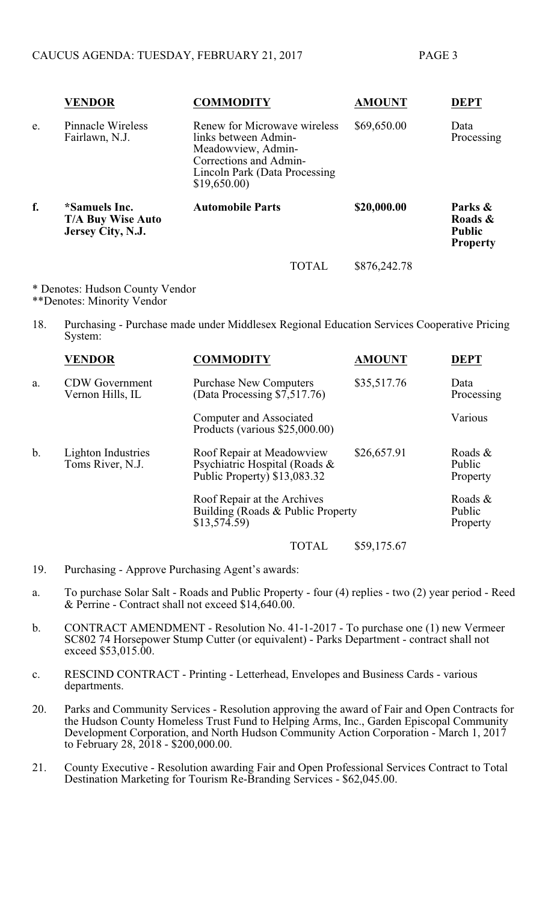| | VENDOR | COMMODITY | AMOUNT | DEPT |
|---|---|---|---|---|
| e. | Pinnacle Wireless<br>Fairlawn, N.J. | Renew for Microwave wireless links between Admin-Meadowview, Admin-Corrections and Admin-Lincoln Park (Data Processing $19,650.00) | $69,650.00 | Data Processing |
| **f.** | ***Samuels Inc. T/A Buy Wise Auto Jersey City, N.J.** | **Automobile Parts** | **$20,000.00** | **Parks & Roads & Public Property** |
| | | TOTAL | $876,242.78 | |

\* Denotes: Hudson County Vendor
\*\*Denotes: Minority Vendor

18. Purchasing - Purchase made under Middlesex Regional Education Services Cooperative Pricing System:

| | VENDOR | COMMODITY | AMOUNT | DEPT |
|---|---|---|---|---|
| a. | CDW Government<br>Vernon Hills, IL | Purchase New Computers (Data Processing $7,517.76) | $35,517.76 | Data Processing |
| | | Computer and Associated Products (various $25,000.00) | | Various |
| b. | Lighton Industries<br>Toms River, N.J. | Roof Repair at Meadowview Psychiatric Hospital (Roads & Public Property) $13,083.32 | $26,657.91 | Roads & Public Property |
| | | Roof Repair at the Archives Building (Roads & Public Property $13,574.59) | | Roads & Public Property |
| | | TOTAL | $59,175.67 | |

19. Purchasing - Approve Purchasing Agent's awards:

a. To purchase Solar Salt - Roads and Public Property - four (4) replies - two (2) year period - Reed & Perrine - Contract shall not exceed $14,640.00.

b. CONTRACT AMENDMENT - Resolution No. 41-1-2017 - To purchase one (1) new Vermeer SC802 74 Horsepower Stump Cutter (or equivalent) - Parks Department - contract shall not exceed $53,015.00.

c. RESCIND CONTRACT - Printing - Letterhead, Envelopes and Business Cards - various departments.

20. Parks and Community Services - Resolution approving the award of Fair and Open Contracts for the Hudson County Homeless Trust Fund to Helping Arms, Inc., Garden Episcopal Community Development Corporation, and North Hudson Community Action Corporation - March 1, 2017 to February 28, 2018 - $200,000.00.

21. County Executive - Resolution awarding Fair and Open Professional Services Contract to Total Destination Marketing for Tourism Re-Branding Services - $62,045.00.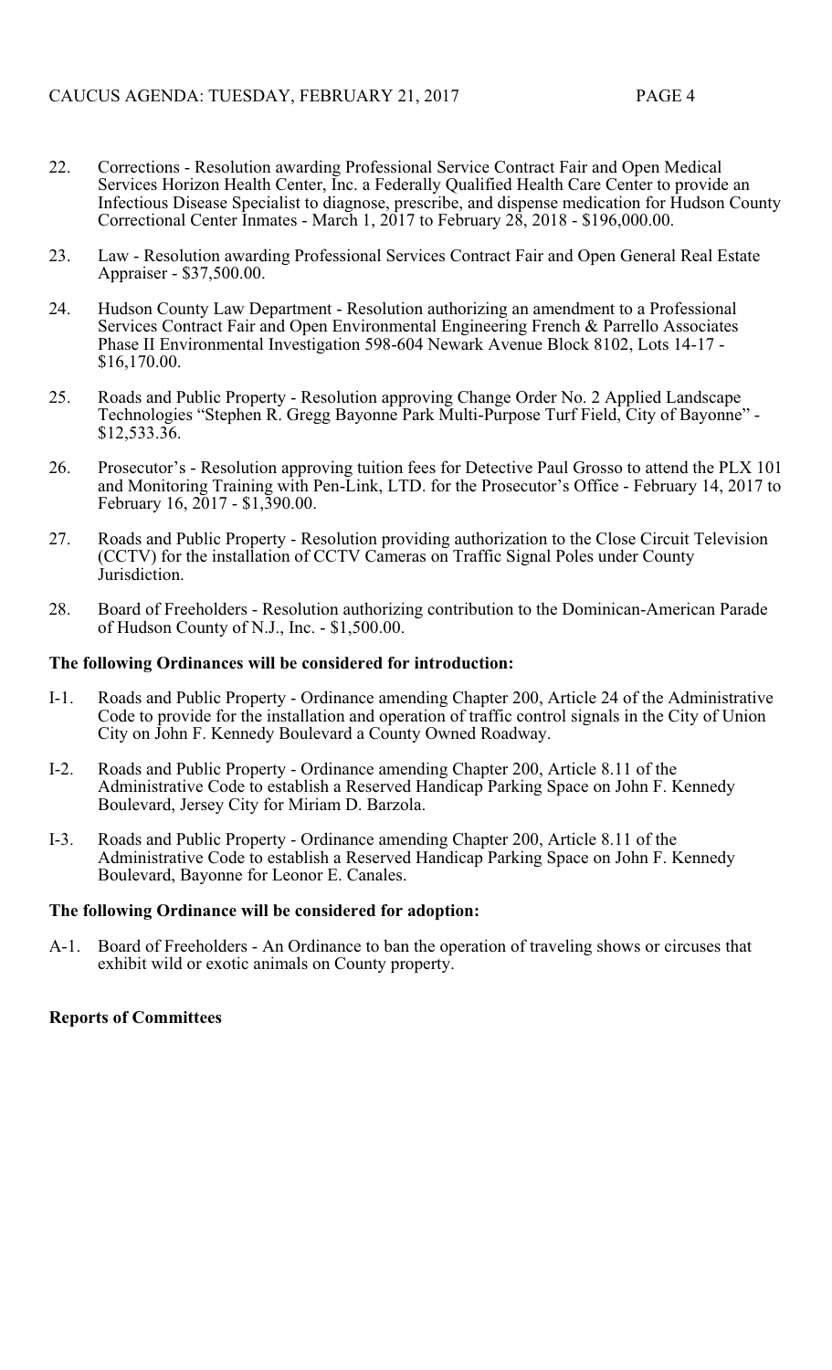22. Corrections - Resolution awarding Professional Service Contract Fair and Open Medical Services Horizon Health Center, Inc. a Federally Qualified Health Care Center to provide an Infectious Disease Specialist to diagnose, prescribe, and dispense medication for Hudson County Correctional Center Inmates - March 1, 2017 to February 28, 2018 - $196,000.00.

23. Law - Resolution awarding Professional Services Contract Fair and Open General Real Estate Appraiser - $37,500.00.

24. Hudson County Law Department - Resolution authorizing an amendment to a Professional Services Contract Fair and Open Environmental Engineering French & Parrello Associates Phase II Environmental Investigation 598-604 Newark Avenue Block 8102, Lots 14-17 - $16,170.00.

25. Roads and Public Property - Resolution approving Change Order No. 2 Applied Landscape Technologies "Stephen R. Gregg Bayonne Park Multi-Purpose Turf Field, City of Bayonne" - $12,533.36.

26. Prosecutor's - Resolution approving tuition fees for Detective Paul Grosso to attend the PLX 101 and Monitoring Training with Pen-Link, LTD. for the Prosecutor's Office - February 14, 2017 to February 16, 2017 - $1,390.00.

27. Roads and Public Property - Resolution providing authorization to the Close Circuit Television (CCTV) for the installation of CCTV Cameras on Traffic Signal Poles under County Jurisdiction.

28. Board of Freeholders - Resolution authorizing contribution to the Dominican-American Parade of Hudson County of N.J., Inc. - $1,500.00.

**The following Ordinances will be considered for introduction:**

I-1. Roads and Public Property - Ordinance amending Chapter 200, Article 24 of the Administrative Code to provide for the installation and operation of traffic control signals in the City of Union City on John F. Kennedy Boulevard a County Owned Roadway.

I-2. Roads and Public Property - Ordinance amending Chapter 200, Article 8.11 of the Administrative Code to establish a Reserved Handicap Parking Space on John F. Kennedy Boulevard, Jersey City for Miriam D. Barzola.

I-3. Roads and Public Property - Ordinance amending Chapter 200, Article 8.11 of the Administrative Code to establish a Reserved Handicap Parking Space on John F. Kennedy Boulevard, Bayonne for Leonor E. Canales.

**The following Ordinance will be considered for adoption:**

A-1. Board of Freeholders - An Ordinance to ban the operation of traveling shows or circuses that exhibit wild or exotic animals on County property.

**Reports of Committees**